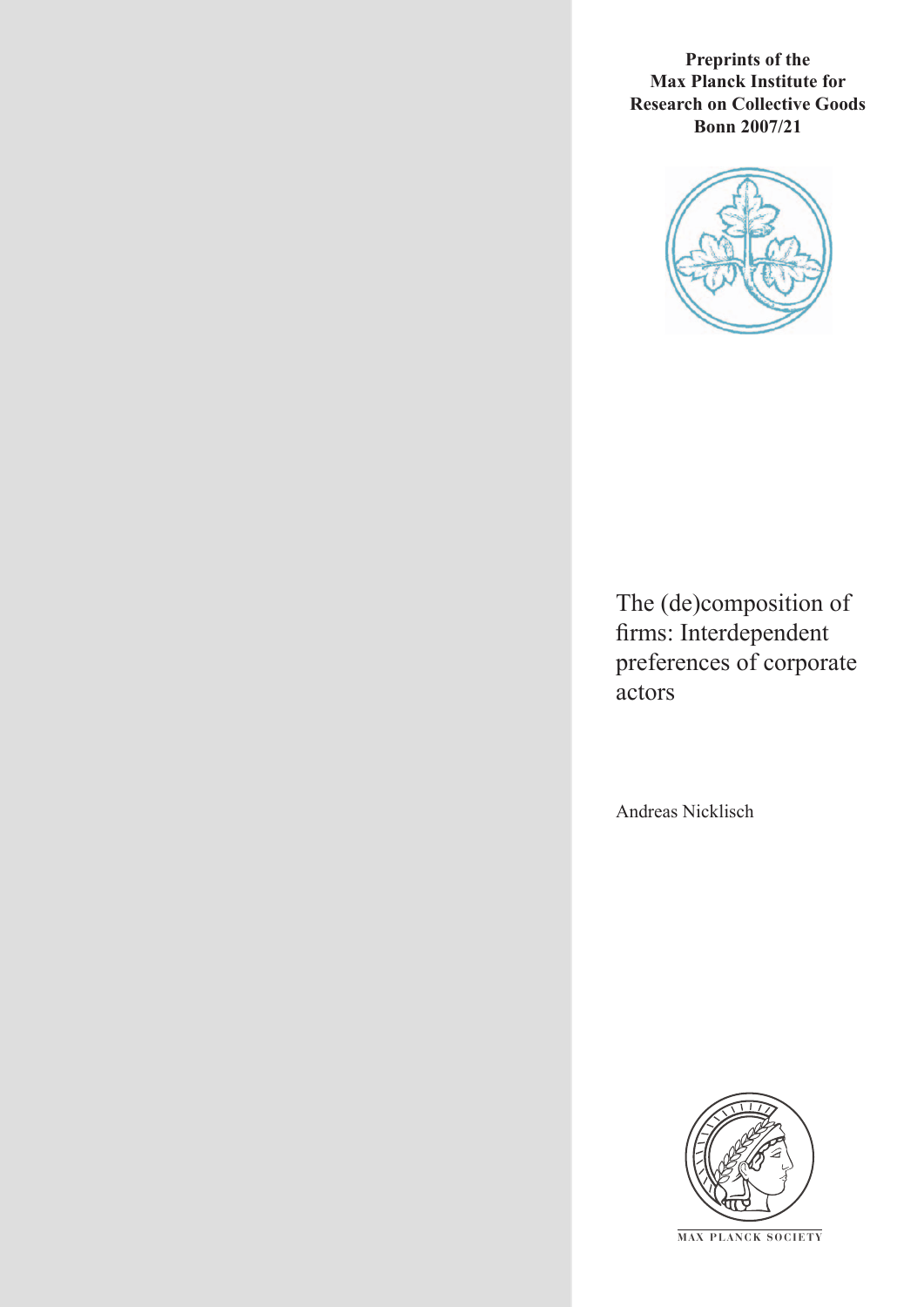**Preprints of the Max Planck Institute for Research on Collective Goods Bonn 2007/21**

# The (de)composition of firms: Interdependent preferences of corporate actors

Andreas Nicklisch

MAX PLANCK SOCIETY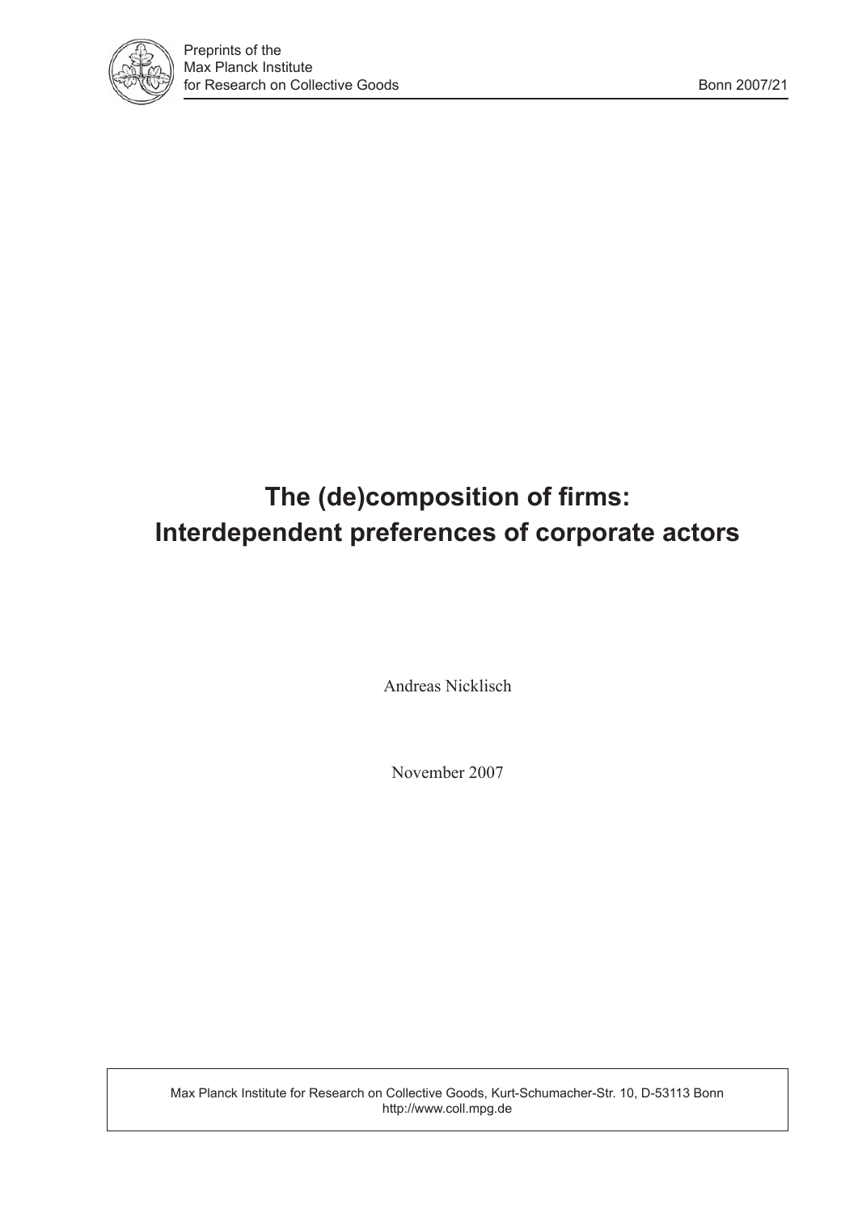# The (de)composition of firms: Interdependent preferences of corporate actors

Andreas Nicklisch

November 2007

Max Planck Institute for Research on Collective Goods, Kurt-Schumacher-Str. 10, D-53113 Bonn
http://www.coll.mpg.de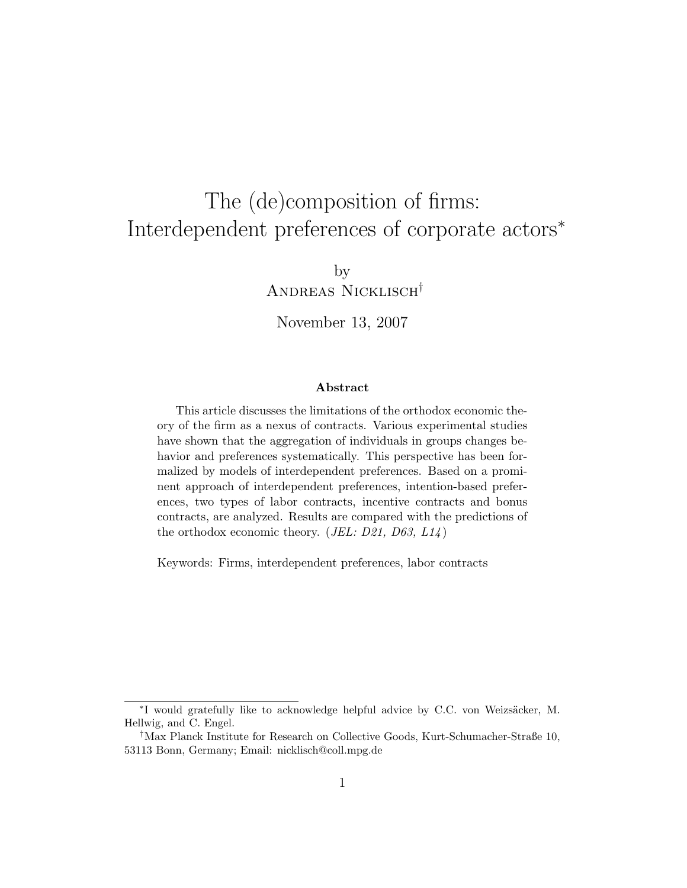# The (de)composition of firms: Interdependent preferences of corporate actors*

by

Andreas Nicklisch†

November 13, 2007

**Abstract**

This article discusses the limitations of the orthodox economic theory of the firm as a nexus of contracts. Various experimental studies have shown that the aggregation of individuals in groups changes behavior and preferences systematically. This perspective has been formalized by models of interdependent preferences. Based on a prominent approach of interdependent preferences, intention-based preferences, two types of labor contracts, incentive contracts and bonus contracts, are analyzed. Results are compared with the predictions of the orthodox economic theory. (*JEL: D21, D63, L14*)

Keywords: Firms, interdependent preferences, labor contracts

*I would gratefully like to acknowledge helpful advice by C.C. von Weizsäcker, M. Hellwig, and C. Engel.

†Max Planck Institute for Research on Collective Goods, Kurt-Schumacher-Straße 10, 53113 Bonn, Germany; Email: nicklisch@coll.mpg.de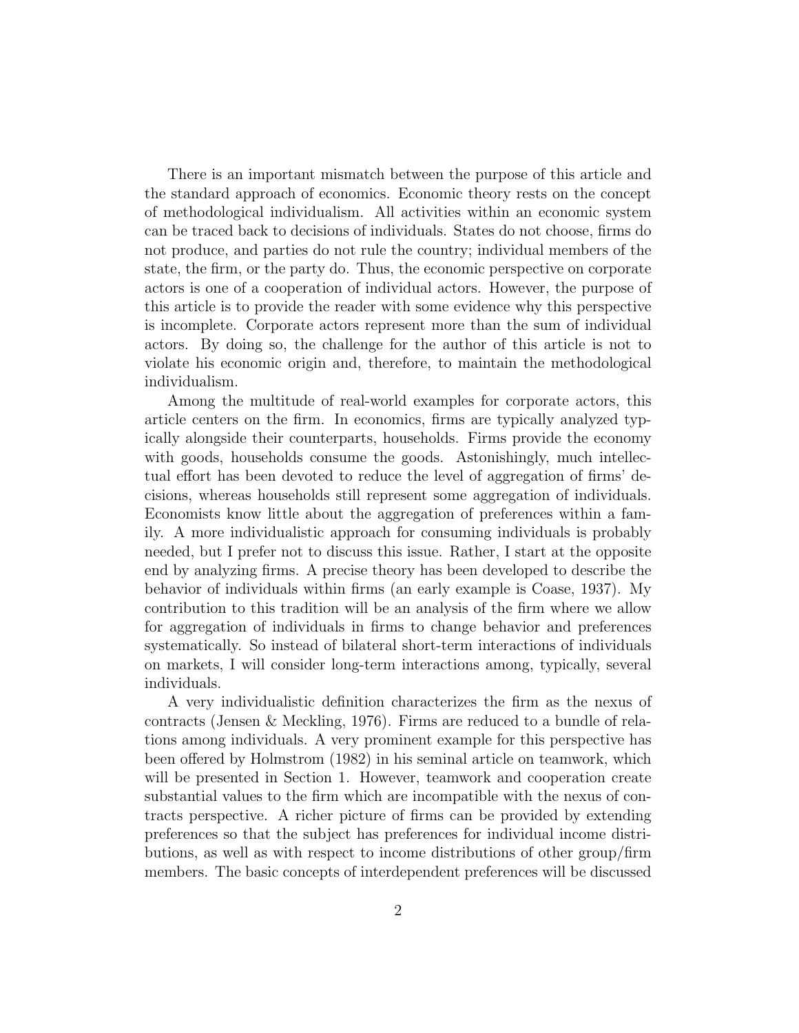There is an important mismatch between the purpose of this article and the standard approach of economics. Economic theory rests on the concept of methodological individualism. All activities within an economic system can be traced back to decisions of individuals. States do not choose, firms do not produce, and parties do not rule the country; individual members of the state, the firm, or the party do. Thus, the economic perspective on corporate actors is one of a cooperation of individual actors. However, the purpose of this article is to provide the reader with some evidence why this perspective is incomplete. Corporate actors represent more than the sum of individual actors. By doing so, the challenge for the author of this article is not to violate his economic origin and, therefore, to maintain the methodological individualism.

Among the multitude of real-world examples for corporate actors, this article centers on the firm. In economics, firms are typically analyzed typically alongside their counterparts, households. Firms provide the economy with goods, households consume the goods. Astonishingly, much intellectual effort has been devoted to reduce the level of aggregation of firms' decisions, whereas households still represent some aggregation of individuals. Economists know little about the aggregation of preferences within a family. A more individualistic approach for consuming individuals is probably needed, but I prefer not to discuss this issue. Rather, I start at the opposite end by analyzing firms. A precise theory has been developed to describe the behavior of individuals within firms (an early example is Coase, 1937). My contribution to this tradition will be an analysis of the firm where we allow for aggregation of individuals in firms to change behavior and preferences systematically. So instead of bilateral short-term interactions of individuals on markets, I will consider long-term interactions among, typically, several individuals.

A very individualistic definition characterizes the firm as the nexus of contracts (Jensen & Meckling, 1976). Firms are reduced to a bundle of relations among individuals. A very prominent example for this perspective has been offered by Holmstrom (1982) in his seminal article on teamwork, which will be presented in Section 1. However, teamwork and cooperation create substantial values to the firm which are incompatible with the nexus of contracts perspective. A richer picture of firms can be provided by extending preferences so that the subject has preferences for individual income distributions, as well as with respect to income distributions of other group/firm members. The basic concepts of interdependent preferences will be discussed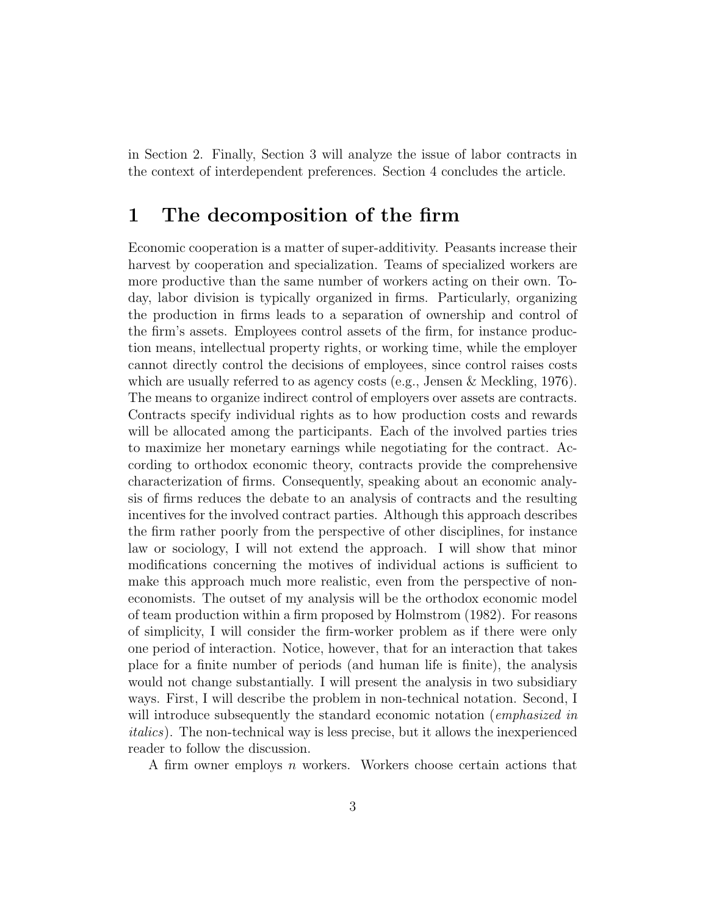in Section 2. Finally, Section 3 will analyze the issue of labor contracts in the context of interdependent preferences. Section 4 concludes the article.

# 1 The decomposition of the firm

Economic cooperation is a matter of super-additivity. Peasants increase their harvest by cooperation and specialization. Teams of specialized workers are more productive than the same number of workers acting on their own. Today, labor division is typically organized in firms. Particularly, organizing the production in firms leads to a separation of ownership and control of the firm's assets. Employees control assets of the firm, for instance production means, intellectual property rights, or working time, while the employer cannot directly control the decisions of employees, since control raises costs which are usually referred to as agency costs (e.g., Jensen & Meckling, 1976). The means to organize indirect control of employers over assets are contracts. Contracts specify individual rights as to how production costs and rewards will be allocated among the participants. Each of the involved parties tries to maximize her monetary earnings while negotiating for the contract. According to orthodox economic theory, contracts provide the comprehensive characterization of firms. Consequently, speaking about an economic analysis of firms reduces the debate to an analysis of contracts and the resulting incentives for the involved contract parties. Although this approach describes the firm rather poorly from the perspective of other disciplines, for instance law or sociology, I will not extend the approach. I will show that minor modifications concerning the motives of individual actions is sufficient to make this approach much more realistic, even from the perspective of non-economists. The outset of my analysis will be the orthodox economic model of team production within a firm proposed by Holmstrom (1982). For reasons of simplicity, I will consider the firm-worker problem as if there were only one period of interaction. Notice, however, that for an interaction that takes place for a finite number of periods (and human life is finite), the analysis would not change substantially. I will present the analysis in two subsidiary ways. First, I will describe the problem in non-technical notation. Second, I will introduce subsequently the standard economic notation (*emphasized in italics*). The non-technical way is less precise, but it allows the inexperienced reader to follow the discussion.

A firm owner employs $n$ workers. Workers choose certain actions that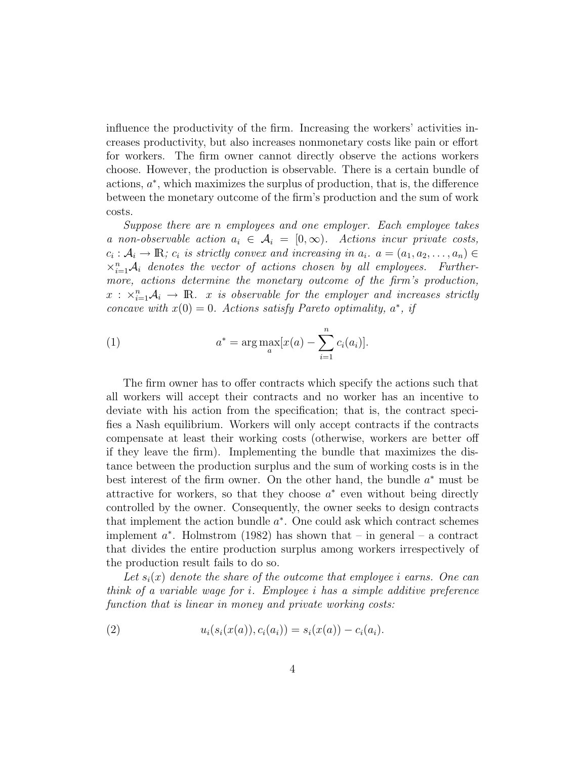influence the productivity of the firm. Increasing the workers' activities increases productivity, but also increases nonmonetary costs like pain or effort for workers. The firm owner cannot directly observe the actions workers choose. However, the production is observable. There is a certain bundle of actions, $a^*$, which maximizes the surplus of production, that is, the difference between the monetary outcome of the firm's production and the sum of work costs.

*Suppose there are $n$ employees and one employer. Each employee takes a non-observable action $a_i \in \mathcal{A}_i = [0, \infty)$. Actions incur private costs, $c_i : \mathcal{A}_i \rightarrow \mathbb{R}$; $c_i$ is strictly convex and increasing in $a_i$. $a = (a_1, a_2, \ldots, a_n) \in \times_{i=1}^{n} \mathcal{A}_i$ denotes the vector of actions chosen by all employees. Furthermore, actions determine the monetary outcome of the firm's production, $x : \times_{i=1}^{n} \mathcal{A}_i \rightarrow \mathbb{R}$. $x$ is observable for the employer and increases strictly concave with $x(0) = 0$. Actions satisfy Pareto optimality, $a^*$, if*

$$a^* = \arg\max_{a} [x(a) - \sum_{i=1}^{n} c_i(a_i)]. \tag{1}$$

The firm owner has to offer contracts which specify the actions such that all workers will accept their contracts and no worker has an incentive to deviate with his action from the specification; that is, the contract specifies a Nash equilibrium. Workers will only accept contracts if the contracts compensate at least their working costs (otherwise, workers are better off if they leave the firm). Implementing the bundle that maximizes the distance between the production surplus and the sum of working costs is in the best interest of the firm owner. On the other hand, the bundle $a^*$ must be attractive for workers, so that they choose $a^*$ even without being directly controlled by the owner. Consequently, the owner seeks to design contracts that implement the action bundle $a^*$. One could ask which contract schemes implement $a^*$. Holmstrom (1982) has shown that – in general – a contract that divides the entire production surplus among workers irrespectively of the production result fails to do so.

*Let $s_i(x)$ denote the share of the outcome that employee $i$ earns. One can think of a variable wage for $i$. Employee $i$ has a simple additive preference function that is linear in money and private working costs:*

$$u_i(s_i(x(a)), c_i(a_i)) = s_i(x(a)) - c_i(a_i). \tag{2}$$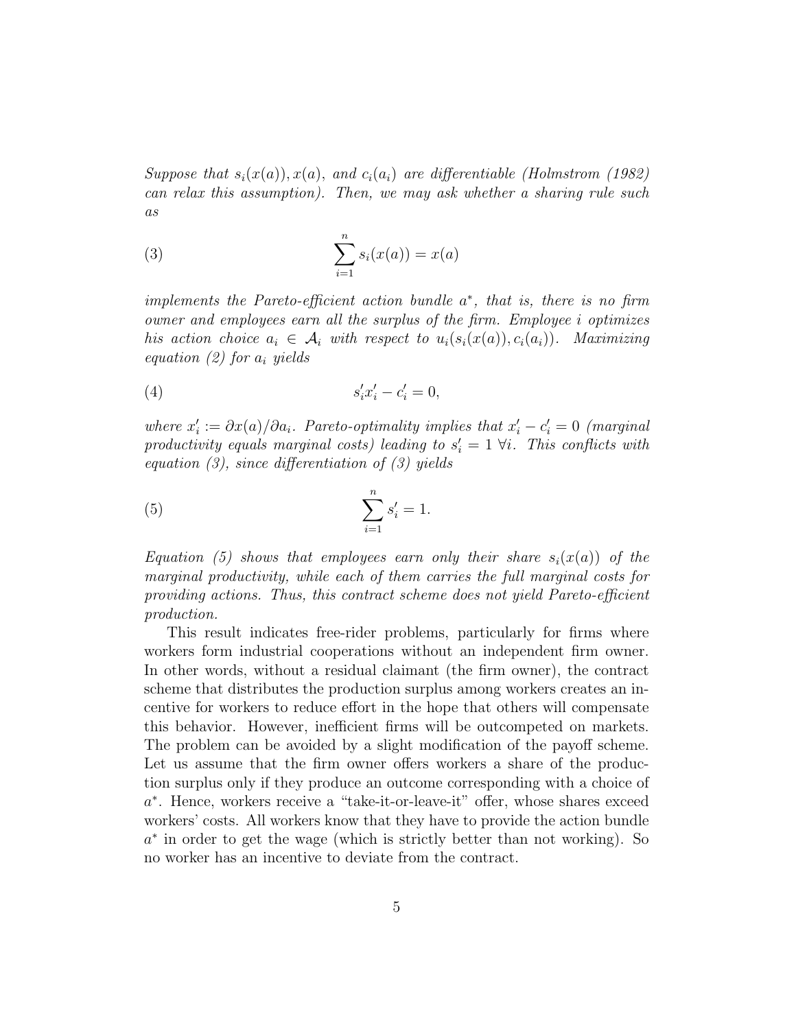*Suppose that $s_i(x(a)), x(a)$, and $c_i(a_i)$ are differentiable (Holmstrom (1982) can relax this assumption). Then, we may ask whether a sharing rule such as*

$$\sum_{i=1}^{n} s_i(x(a)) = x(a) \tag{3}$$

*implements the Pareto-efficient action bundle $a^*$, that is, there is no firm owner and employees earn all the surplus of the firm. Employee $i$ optimizes his action choice $a_i \in \mathcal{A}_i$ with respect to $u_i(s_i(x(a)), c_i(a_i))$. Maximizing equation (2) for $a_i$ yields*

$$s_i' x_i' - c_i' = 0, \tag{4}$$

*where $x_i' := \partial x(a)/\partial a_i$. Pareto-optimality implies that $x_i' - c_i' = 0$ (marginal productivity equals marginal costs) leading to $s_i' = 1 \ \forall i$. This conflicts with equation (3), since differentiation of (3) yields*

$$\sum_{i=1}^{n} s_i' = 1. \tag{5}$$

*Equation (5) shows that employees earn only their share $s_i(x(a))$ of the marginal productivity, while each of them carries the full marginal costs for providing actions. Thus, this contract scheme does not yield Pareto-efficient production.*

This result indicates free-rider problems, particularly for firms where workers form industrial cooperations without an independent firm owner. In other words, without a residual claimant (the firm owner), the contract scheme that distributes the production surplus among workers creates an incentive for workers to reduce effort in the hope that others will compensate this behavior. However, inefficient firms will be outcompeted on markets. The problem can be avoided by a slight modification of the payoff scheme. Let us assume that the firm owner offers workers a share of the production surplus only if they produce an outcome corresponding with a choice of $a^*$. Hence, workers receive a "take-it-or-leave-it" offer, whose shares exceed workers' costs. All workers know that they have to provide the action bundle $a^*$ in order to get the wage (which is strictly better than not working). So no worker has an incentive to deviate from the contract.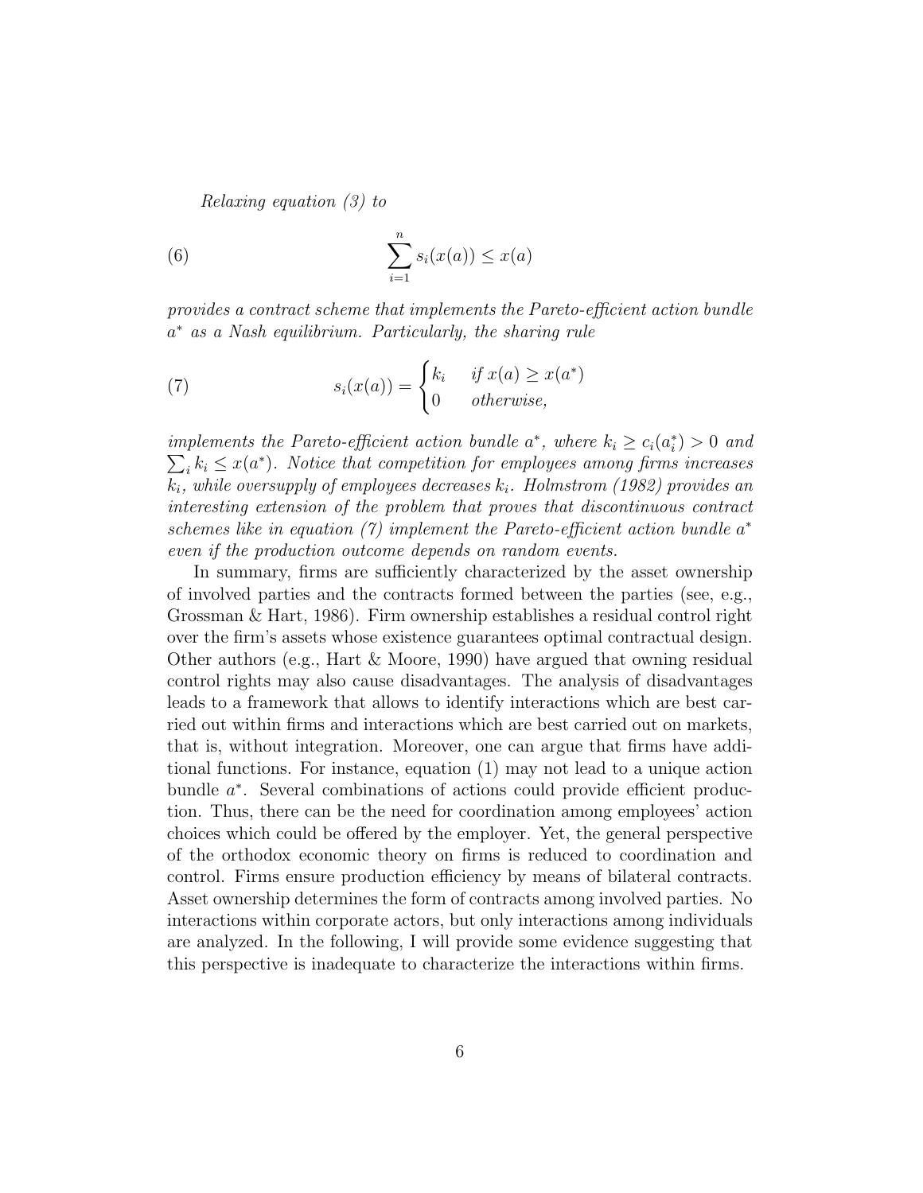*Relaxing equation (3) to*

$$\sum_{i=1}^{n} s_i(x(a)) \leq x(a) \tag{6}$$

*provides a contract scheme that implements the Pareto-efficient action bundle $a^*$ as a Nash equilibrium. Particularly, the sharing rule*

$$s_i(x(a)) = \begin{cases} k_i & \text{if } x(a) \geq x(a^*) \\ 0 & \text{otherwise,} \end{cases} \tag{7}$$

*implements the Pareto-efficient action bundle $a^*$, where $k_i \geq c_i(a_i^*) > 0$ and $\sum_i k_i \leq x(a^*)$. Notice that competition for employees among firms increases $k_i$, while oversupply of employees decreases $k_i$. Holmstrom (1982) provides an interesting extension of the problem that proves that discontinuous contract schemes like in equation (7) implement the Pareto-efficient action bundle $a^*$ even if the production outcome depends on random events.*

In summary, firms are sufficiently characterized by the asset ownership of involved parties and the contracts formed between the parties (see, e.g., Grossman & Hart, 1986). Firm ownership establishes a residual control right over the firm's assets whose existence guarantees optimal contractual design. Other authors (e.g., Hart & Moore, 1990) have argued that owning residual control rights may also cause disadvantages. The analysis of disadvantages leads to a framework that allows to identify interactions which are best carried out within firms and interactions which are best carried out on markets, that is, without integration. Moreover, one can argue that firms have additional functions. For instance, equation (1) may not lead to a unique action bundle $a^*$. Several combinations of actions could provide efficient production. Thus, there can be the need for coordination among employees' action choices which could be offered by the employer. Yet, the general perspective of the orthodox economic theory on firms is reduced to coordination and control. Firms ensure production efficiency by means of bilateral contracts. Asset ownership determines the form of contracts among involved parties. No interactions within corporate actors, but only interactions among individuals are analyzed. In the following, I will provide some evidence suggesting that this perspective is inadequate to characterize the interactions within firms.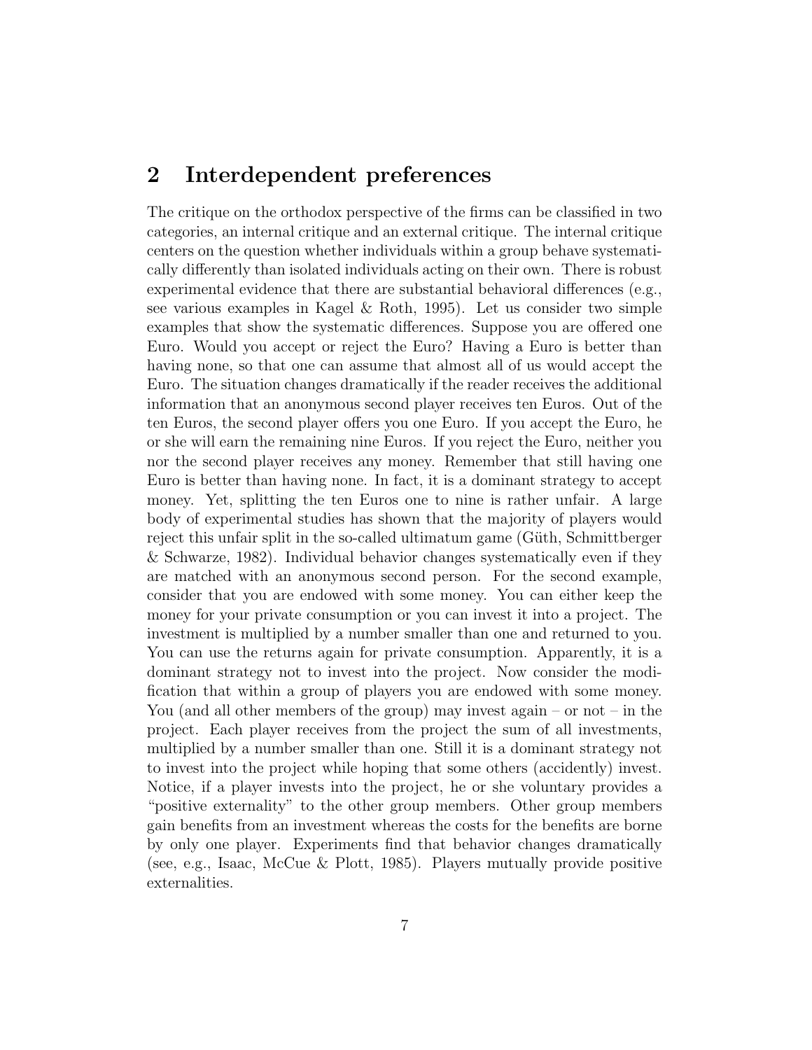## 2 Interdependent preferences

The critique on the orthodox perspective of the firms can be classified in two categories, an internal critique and an external critique. The internal critique centers on the question whether individuals within a group behave systematically differently than isolated individuals acting on their own. There is robust experimental evidence that there are substantial behavioral differences (e.g., see various examples in Kagel & Roth, 1995). Let us consider two simple examples that show the systematic differences. Suppose you are offered one Euro. Would you accept or reject the Euro? Having a Euro is better than having none, so that one can assume that almost all of us would accept the Euro. The situation changes dramatically if the reader receives the additional information that an anonymous second player receives ten Euros. Out of the ten Euros, the second player offers you one Euro. If you accept the Euro, he or she will earn the remaining nine Euros. If you reject the Euro, neither you nor the second player receives any money. Remember that still having one Euro is better than having none. In fact, it is a dominant strategy to accept money. Yet, splitting the ten Euros one to nine is rather unfair. A large body of experimental studies has shown that the majority of players would reject this unfair split in the so-called ultimatum game (Güth, Schmittberger & Schwarze, 1982). Individual behavior changes systematically even if they are matched with an anonymous second person. For the second example, consider that you are endowed with some money. You can either keep the money for your private consumption or you can invest it into a project. The investment is multiplied by a number smaller than one and returned to you. You can use the returns again for private consumption. Apparently, it is a dominant strategy not to invest into the project. Now consider the modification that within a group of players you are endowed with some money. You (and all other members of the group) may invest again – or not – in the project. Each player receives from the project the sum of all investments, multiplied by a number smaller than one. Still it is a dominant strategy not to invest into the project while hoping that some others (accidently) invest. Notice, if a player invests into the project, he or she voluntary provides a "positive externality" to the other group members. Other group members gain benefits from an investment whereas the costs for the benefits are borne by only one player. Experiments find that behavior changes dramatically (see, e.g., Isaac, McCue & Plott, 1985). Players mutually provide positive externalities.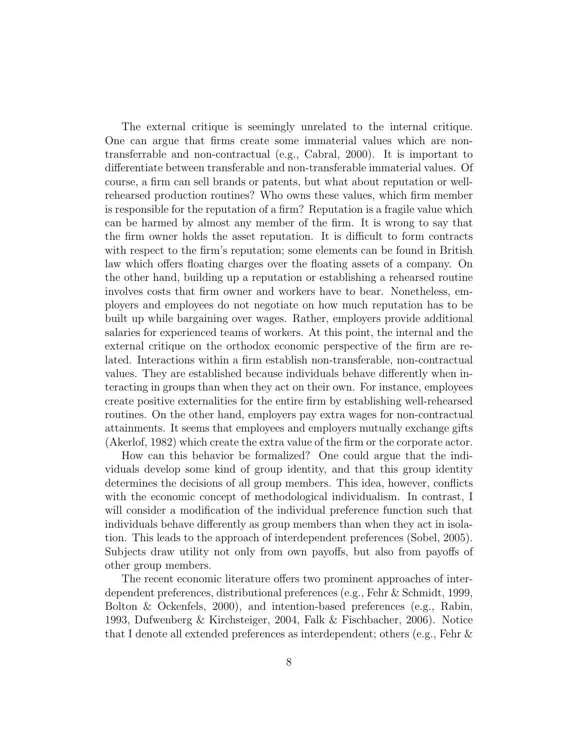The external critique is seemingly unrelated to the internal critique. One can argue that firms create some immaterial values which are non-transferrable and non-contractual (e.g., Cabral, 2000). It is important to differentiate between transferable and non-transferable immaterial values. Of course, a firm can sell brands or patents, but what about reputation or well-rehearsed production routines? Who owns these values, which firm member is responsible for the reputation of a firm? Reputation is a fragile value which can be harmed by almost any member of the firm. It is wrong to say that the firm owner holds the asset reputation. It is difficult to form contracts with respect to the firm's reputation; some elements can be found in British law which offers floating charges over the floating assets of a company. On the other hand, building up a reputation or establishing a rehearsed routine involves costs that firm owner and workers have to bear. Nonetheless, employers and employees do not negotiate on how much reputation has to be built up while bargaining over wages. Rather, employers provide additional salaries for experienced teams of workers. At this point, the internal and the external critique on the orthodox economic perspective of the firm are related. Interactions within a firm establish non-transferable, non-contractual values. They are established because individuals behave differently when interacting in groups than when they act on their own. For instance, employees create positive externalities for the entire firm by establishing well-rehearsed routines. On the other hand, employers pay extra wages for non-contractual attainments. It seems that employees and employers mutually exchange gifts (Akerlof, 1982) which create the extra value of the firm or the corporate actor.

How can this behavior be formalized? One could argue that the individuals develop some kind of group identity, and that this group identity determines the decisions of all group members. This idea, however, conflicts with the economic concept of methodological individualism. In contrast, I will consider a modification of the individual preference function such that individuals behave differently as group members than when they act in isolation. This leads to the approach of interdependent preferences (Sobel, 2005). Subjects draw utility not only from own payoffs, but also from payoffs of other group members.

The recent economic literature offers two prominent approaches of interdependent preferences, distributional preferences (e.g., Fehr & Schmidt, 1999, Bolton & Ockenfels, 2000), and intention-based preferences (e.g., Rabin, 1993, Dufwenberg & Kirchsteiger, 2004, Falk & Fischbacher, 2006). Notice that I denote all extended preferences as interdependent; others (e.g., Fehr &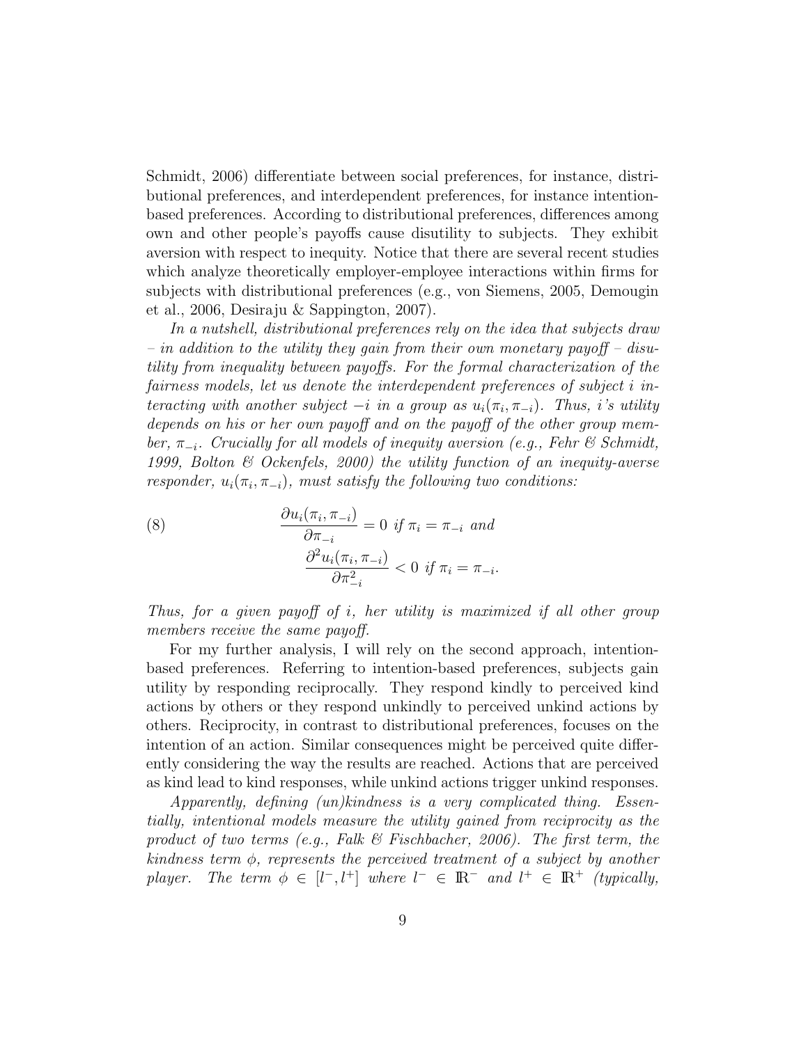Schmidt, 2006) differentiate between social preferences, for instance, distributional preferences, and interdependent preferences, for instance intention-based preferences. According to distributional preferences, differences among own and other people's payoffs cause disutility to subjects. They exhibit aversion with respect to inequity. Notice that there are several recent studies which analyze theoretically employer-employee interactions within firms for subjects with distributional preferences (e.g., von Siemens, 2005, Demougin et al., 2006, Desiraju & Sappington, 2007).

*In a nutshell, distributional preferences rely on the idea that subjects draw – in addition to the utility they gain from their own monetary payoff – disutility from inequality between payoffs. For the formal characterization of the fairness models, let us denote the interdependent preferences of subject $i$ interacting with another subject $-i$ in a group as $u_i(\pi_i, \pi_{-i})$. Thus, $i$'s utility depends on his or her own payoff and on the payoff of the other group member, $\pi_{-i}$. Crucially for all models of inequity aversion (e.g., Fehr & Schmidt, 1999, Bolton & Ockenfels, 2000) the utility function of an inequity-averse responder, $u_i(\pi_i, \pi_{-i})$, must satisfy the following two conditions:*

$$\frac{\partial u_i(\pi_i, \pi_{-i})}{\partial \pi_{-i}} = 0 \text{ if } \pi_i = \pi_{-i} \text{ and}$$
$$\frac{\partial^2 u_i(\pi_i, \pi_{-i})}{\partial \pi_{-i}^2} < 0 \text{ if } \pi_i = \pi_{-i}. \tag{8}$$

*Thus, for a given payoff of $i$, her utility is maximized if all other group members receive the same payoff.*

For my further analysis, I will rely on the second approach, intention-based preferences. Referring to intention-based preferences, subjects gain utility by responding reciprocally. They respond kindly to perceived kind actions by others or they respond unkindly to perceived unkind actions by others. Reciprocity, in contrast to distributional preferences, focuses on the intention of an action. Similar consequences might be perceived quite differently considering the way the results are reached. Actions that are perceived as kind lead to kind responses, while unkind actions trigger unkind responses.

*Apparently, defining (un)kindness is a very complicated thing. Essentially, intentional models measure the utility gained from reciprocity as the product of two terms (e.g., Falk & Fischbacher, 2006). The first term, the kindness term $\phi$, represents the perceived treatment of a subject by another player. The term $\phi \in [l^-, l^+]$ where $l^- \in \mathbb{R}^-$ and $l^+ \in \mathbb{R}^+$ (typically,*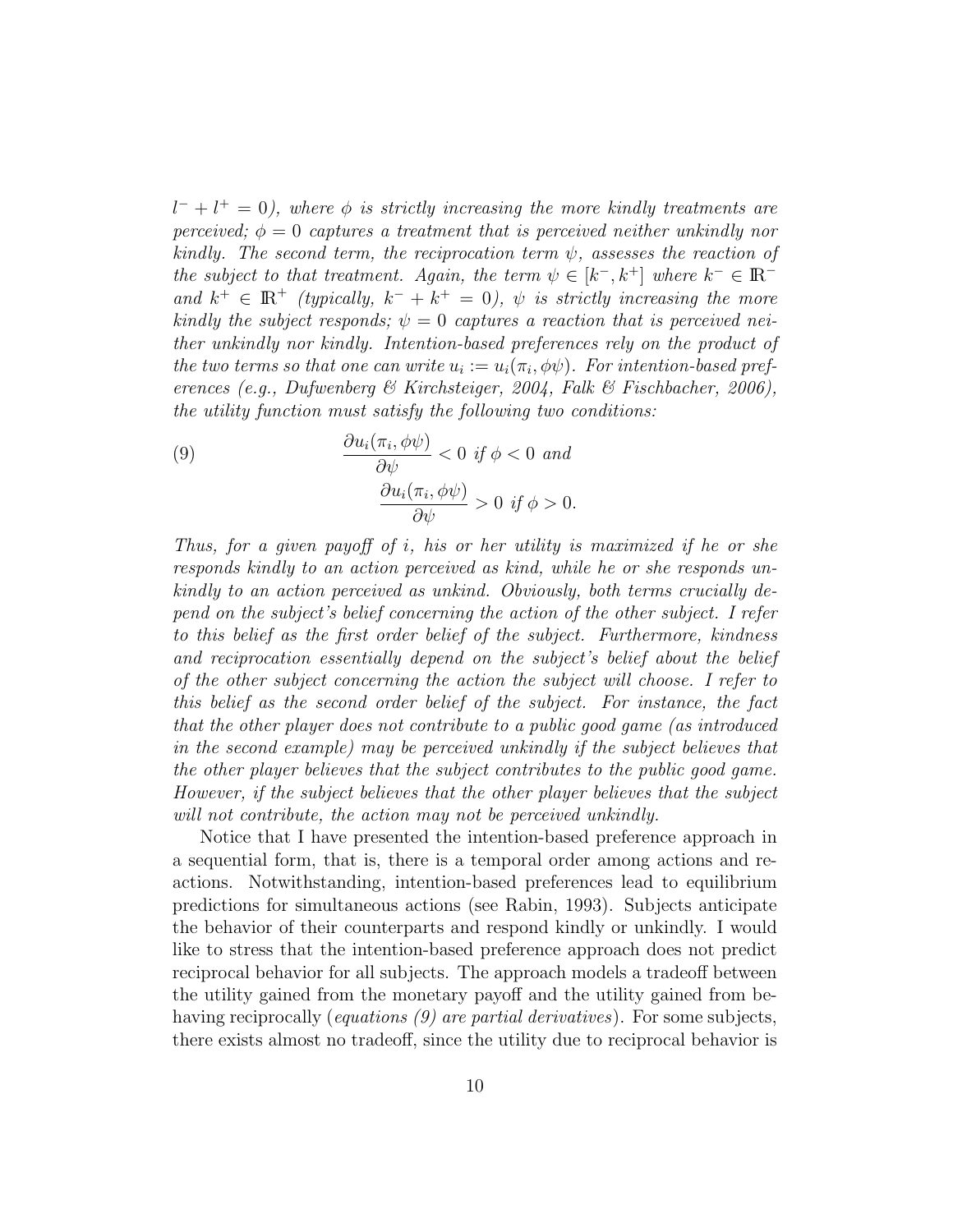*$l^- + l^+ = 0$), where $\phi$ is strictly increasing the more kindly treatments are perceived; $\phi = 0$ captures a treatment that is perceived neither unkindly nor kindly. The second term, the reciprocation term $\psi$, assesses the reaction of the subject to that treatment. Again, the term $\psi \in [k^-, k^+]$ where $k^- \in \mathbb{R}^-$ and $k^+ \in \mathbb{R}^+$ (typically, $k^- + k^+ = 0$), $\psi$ is strictly increasing the more kindly the subject responds; $\psi = 0$ captures a reaction that is perceived neither unkindly nor kindly. Intention-based preferences rely on the product of the two terms so that one can write $u_i := u_i(\pi_i, \phi\psi)$. For intention-based preferences (e.g., Dufwenberg & Kirchsteiger, 2004, Falk & Fischbacher, 2006), the utility function must satisfy the following two conditions:*

$$
(9) \qquad \frac{\partial u_i(\pi_i, \phi\psi)}{\partial \psi} < 0 \text{ if } \phi < 0 \text{ and}
$$

$$
\frac{\partial u_i(\pi_i, \phi\psi)}{\partial \psi} > 0 \text{ if } \phi > 0.
$$

*Thus, for a given payoff of $i$, his or her utility is maximized if he or she responds kindly to an action perceived as kind, while he or she responds unkindly to an action perceived as unkind. Obviously, both terms crucially depend on the subject's belief concerning the action of the other subject. I refer to this belief as the first order belief of the subject. Furthermore, kindness and reciprocation essentially depend on the subject's belief about the belief of the other subject concerning the action the subject will choose. I refer to this belief as the second order belief of the subject. For instance, the fact that the other player does not contribute to a public good game (as introduced in the second example) may be perceived unkindly if the subject believes that the other player believes that the subject contributes to the public good game. However, if the subject believes that the other player believes that the subject will not contribute, the action may not be perceived unkindly.*

Notice that I have presented the intention-based preference approach in a sequential form, that is, there is a temporal order among actions and reactions. Notwithstanding, intention-based preferences lead to equilibrium predictions for simultaneous actions (see Rabin, 1993). Subjects anticipate the behavior of their counterparts and respond kindly or unkindly. I would like to stress that the intention-based preference approach does not predict reciprocal behavior for all subjects. The approach models a tradeoff between the utility gained from the monetary payoff and the utility gained from behaving reciprocally (*equations (9) are partial derivatives*). For some subjects, there exists almost no tradeoff, since the utility due to reciprocal behavior is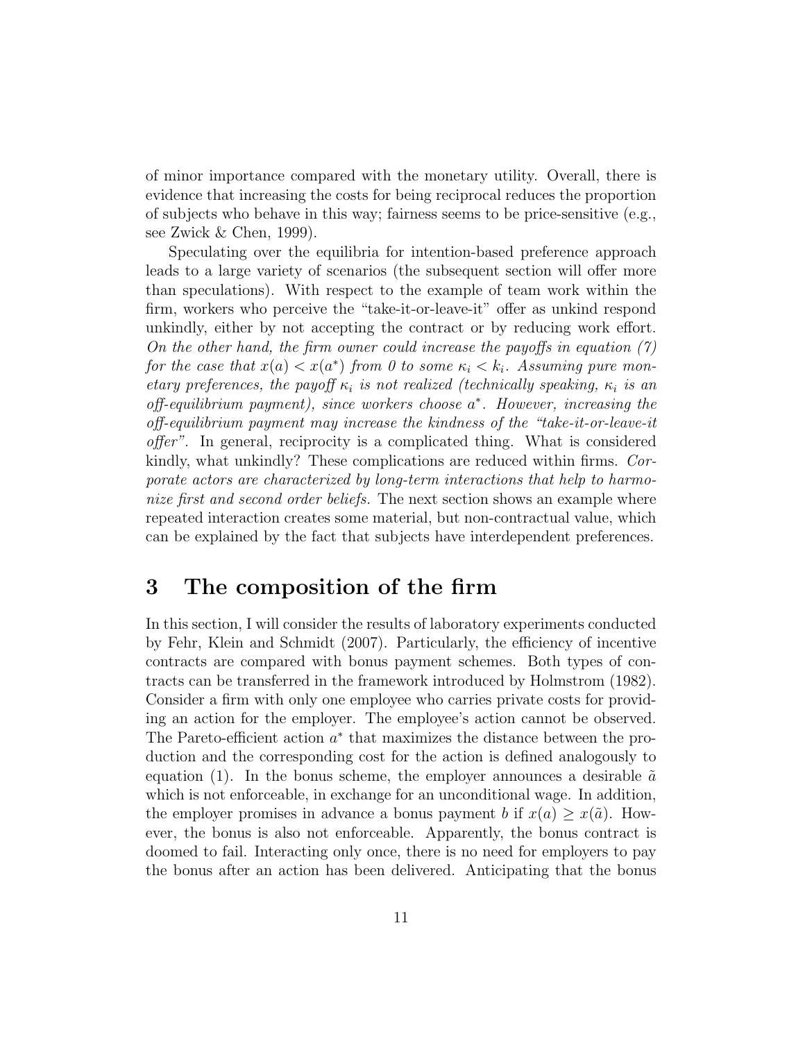of minor importance compared with the monetary utility. Overall, there is evidence that increasing the costs for being reciprocal reduces the proportion of subjects who behave in this way; fairness seems to be price-sensitive (e.g., see Zwick & Chen, 1999).

Speculating over the equilibria for intention-based preference approach leads to a large variety of scenarios (the subsequent section will offer more than speculations). With respect to the example of team work within the firm, workers who perceive the "take-it-or-leave-it" offer as unkind respond unkindly, either by not accepting the contract or by reducing work effort. *On the other hand, the firm owner could increase the payoffs in equation (7) for the case that $x(a) < x(a^*)$ from 0 to some $\kappa_i < k_i$. Assuming pure monetary preferences, the payoff $\kappa_i$ is not realized (technically speaking, $\kappa_i$ is an off-equilibrium payment), since workers choose $a^*$. However, increasing the off-equilibrium payment may increase the kindness of the "take-it-or-leave-it offer".* In general, reciprocity is a complicated thing. What is considered kindly, what unkindly? These complications are reduced within firms. *Corporate actors are characterized by long-term interactions that help to harmonize first and second order beliefs.* The next section shows an example where repeated interaction creates some material, but non-contractual value, which can be explained by the fact that subjects have interdependent preferences.

# 3 The composition of the firm

In this section, I will consider the results of laboratory experiments conducted by Fehr, Klein and Schmidt (2007). Particularly, the efficiency of incentive contracts are compared with bonus payment schemes. Both types of contracts can be transferred in the framework introduced by Holmstrom (1982). Consider a firm with only one employee who carries private costs for providing an action for the employer. The employee's action cannot be observed. The Pareto-efficient action $a^*$ that maximizes the distance between the production and the corresponding cost for the action is defined analogously to equation (1). In the bonus scheme, the employer announces a desirable $\tilde{a}$ which is not enforceable, in exchange for an unconditional wage. In addition, the employer promises in advance a bonus payment $b$ if $x(a) \geq x(\tilde{a})$. However, the bonus is also not enforceable. Apparently, the bonus contract is doomed to fail. Interacting only once, there is no need for employers to pay the bonus after an action has been delivered. Anticipating that the bonus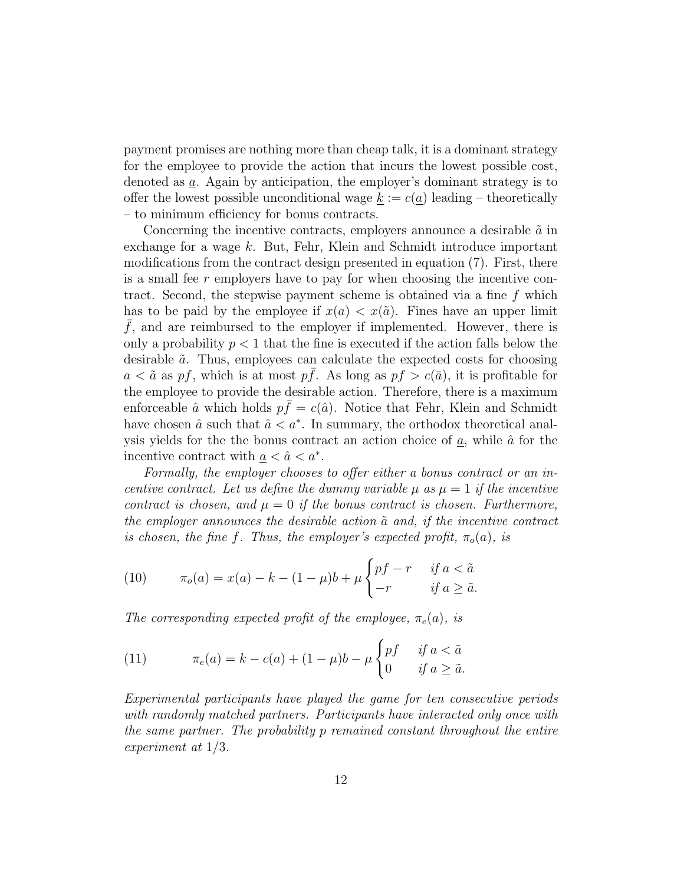payment promises are nothing more than cheap talk, it is a dominant strategy for the employee to provide the action that incurs the lowest possible cost, denoted as $\underline{a}$. Again by anticipation, the employer's dominant strategy is to offer the lowest possible unconditional wage $\underline{k} := c(\underline{a})$ leading – theoretically – to minimum efficiency for bonus contracts.

Concerning the incentive contracts, employers announce a desirable $\tilde{a}$ in exchange for a wage $k$. But, Fehr, Klein and Schmidt introduce important modifications from the contract design presented in equation (7). First, there is a small fee $r$ employers have to pay for when choosing the incentive contract. Second, the stepwise payment scheme is obtained via a fine $f$ which has to be paid by the employee if $x(a) < x(\tilde{a})$. Fines have an upper limit $\bar{f}$, and are reimbursed to the employer if implemented. However, there is only a probability $p < 1$ that the fine is executed if the action falls below the desirable $\tilde{a}$. Thus, employees can calculate the expected costs for choosing $a < \tilde{a}$ as $pf$, which is at most $p\bar{f}$. As long as $pf > c(\bar{a})$, it is profitable for the employee to provide the desirable action. Therefore, there is a maximum enforceable $\hat{a}$ which holds $p\bar{f} = c(\hat{a})$. Notice that Fehr, Klein and Schmidt have chosen $\hat{a}$ such that $\hat{a} < a^*$. In summary, the orthodox theoretical analysis yields for the the bonus contract an action choice of $\underline{a}$, while $\hat{a}$ for the incentive contract with $\underline{a} < \hat{a} < a^*$.

*Formally, the employer chooses to offer either a bonus contract or an incentive contract. Let us define the dummy variable $\mu$ as $\mu = 1$ if the incentive contract is chosen, and $\mu = 0$ if the bonus contract is chosen. Furthermore, the employer announces the desirable action $\tilde{a}$ and, if the incentive contract is chosen, the fine $f$. Thus, the employer's expected profit, $\pi_o(a)$, is*

$$\pi_o(a) = x(a) - k - (1-\mu)b + \mu \begin{cases} pf - r & \text{if } a < \tilde{a} \\ -r & \text{if } a \geq \tilde{a}. \end{cases} \tag{10}$$

*The corresponding expected profit of the employee, $\pi_e(a)$, is*

$$\pi_e(a) = k - c(a) + (1-\mu)b - \mu \begin{cases} pf & \text{if } a < \tilde{a} \\ 0 & \text{if } a \geq \tilde{a}. \end{cases} \tag{11}$$

*Experimental participants have played the game for ten consecutive periods with randomly matched partners. Participants have interacted only once with the same partner. The probability $p$ remained constant throughout the entire experiment at 1/3.*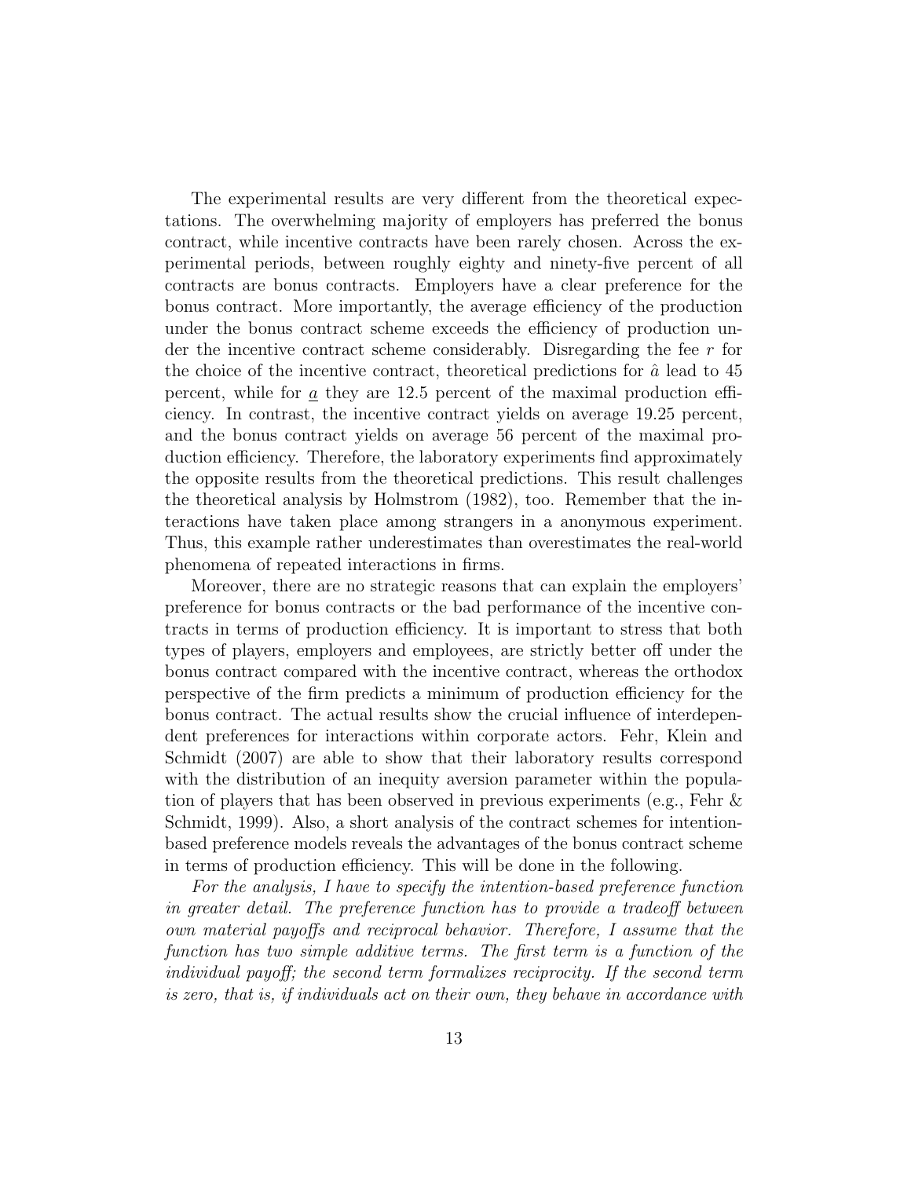The experimental results are very different from the theoretical expectations. The overwhelming majority of employers has preferred the bonus contract, while incentive contracts have been rarely chosen. Across the experimental periods, between roughly eighty and ninety-five percent of all contracts are bonus contracts. Employers have a clear preference for the bonus contract. More importantly, the average efficiency of the production under the bonus contract scheme exceeds the efficiency of production under the incentive contract scheme considerably. Disregarding the fee $r$ for the choice of the incentive contract, theoretical predictions for $\hat{a}$ lead to 45 percent, while for $\underline{a}$ they are 12.5 percent of the maximal production efficiency. In contrast, the incentive contract yields on average 19.25 percent, and the bonus contract yields on average 56 percent of the maximal production efficiency. Therefore, the laboratory experiments find approximately the opposite results from the theoretical predictions. This result challenges the theoretical analysis by Holmstrom (1982), too. Remember that the interactions have taken place among strangers in a anonymous experiment. Thus, this example rather underestimates than overestimates the real-world phenomena of repeated interactions in firms.

Moreover, there are no strategic reasons that can explain the employers' preference for bonus contracts or the bad performance of the incentive contracts in terms of production efficiency. It is important to stress that both types of players, employers and employees, are strictly better off under the bonus contract compared with the incentive contract, whereas the orthodox perspective of the firm predicts a minimum of production efficiency for the bonus contract. The actual results show the crucial influence of interdependent preferences for interactions within corporate actors. Fehr, Klein and Schmidt (2007) are able to show that their laboratory results correspond with the distribution of an inequity aversion parameter within the population of players that has been observed in previous experiments (e.g., Fehr & Schmidt, 1999). Also, a short analysis of the contract schemes for intention-based preference models reveals the advantages of the bonus contract scheme in terms of production efficiency. This will be done in the following.

*For the analysis, I have to specify the intention-based preference function in greater detail. The preference function has to provide a tradeoff between own material payoffs and reciprocal behavior. Therefore, I assume that the function has two simple additive terms. The first term is a function of the individual payoff; the second term formalizes reciprocity. If the second term is zero, that is, if individuals act on their own, they behave in accordance with*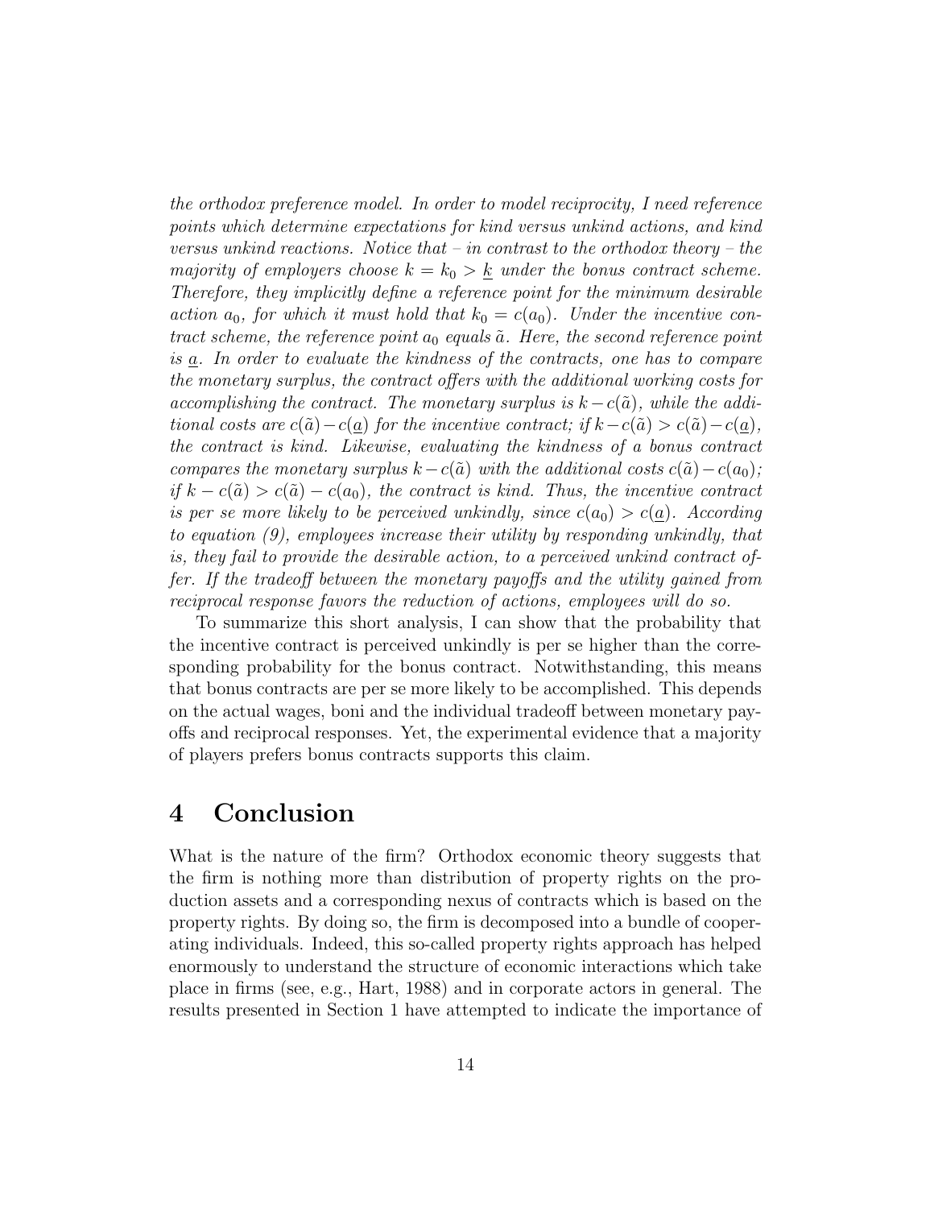*the orthodox preference model. In order to model reciprocity, I need reference points which determine expectations for kind versus unkind actions, and kind versus unkind reactions. Notice that – in contrast to the orthodox theory – the majority of employers choose $k = k_0 > \underline{k}$ under the bonus contract scheme. Therefore, they implicitly define a reference point for the minimum desirable action $a_0$, for which it must hold that $k_0 = c(a_0)$. Under the incentive contract scheme, the reference point $a_0$ equals $\tilde{a}$. Here, the second reference point is $\underline{a}$. In order to evaluate the kindness of the contracts, one has to compare the monetary surplus, the contract offers with the additional working costs for accomplishing the contract. The monetary surplus is $k - c(\tilde{a})$, while the additional costs are $c(\tilde{a}) - c(\underline{a})$ for the incentive contract; if $k - c(\tilde{a}) > c(\tilde{a}) - c(\underline{a})$, the contract is kind. Likewise, evaluating the kindness of a bonus contract compares the monetary surplus $k - c(\tilde{a})$ with the additional costs $c(\tilde{a}) - c(a_0)$; if $k - c(\tilde{a}) > c(\tilde{a}) - c(a_0)$, the contract is kind. Thus, the incentive contract is per se more likely to be perceived unkindly, since $c(a_0) > c(\underline{a})$. According to equation (9), employees increase their utility by responding unkindly, that is, they fail to provide the desirable action, to a perceived unkind contract offer. If the tradeoff between the monetary payoffs and the utility gained from reciprocal response favors the reduction of actions, employees will do so.*

To summarize this short analysis, I can show that the probability that the incentive contract is perceived unkindly is per se higher than the corresponding probability for the bonus contract. Notwithstanding, this means that bonus contracts are per se more likely to be accomplished. This depends on the actual wages, boni and the individual tradeoff between monetary payoffs and reciprocal responses. Yet, the experimental evidence that a majority of players prefers bonus contracts supports this claim.

# 4 Conclusion

What is the nature of the firm? Orthodox economic theory suggests that the firm is nothing more than distribution of property rights on the production assets and a corresponding nexus of contracts which is based on the property rights. By doing so, the firm is decomposed into a bundle of cooperating individuals. Indeed, this so-called property rights approach has helped enormously to understand the structure of economic interactions which take place in firms (see, e.g., Hart, 1988) and in corporate actors in general. The results presented in Section 1 have attempted to indicate the importance of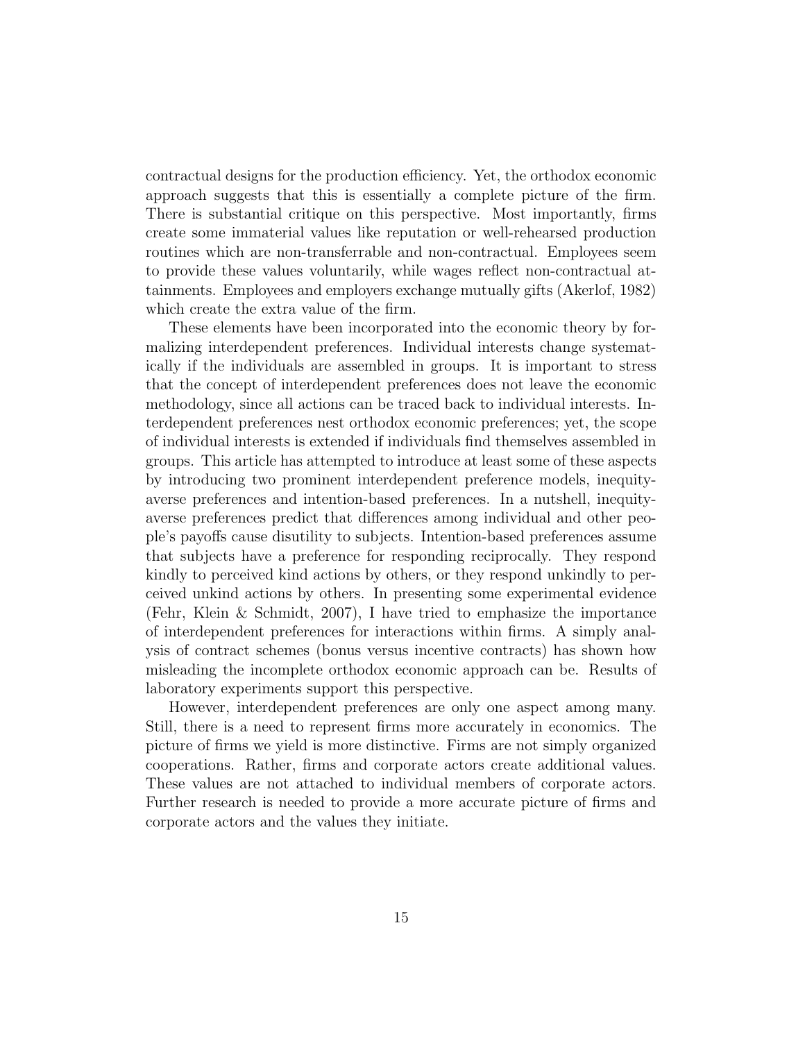contractual designs for the production efficiency. Yet, the orthodox economic approach suggests that this is essentially a complete picture of the firm. There is substantial critique on this perspective. Most importantly, firms create some immaterial values like reputation or well-rehearsed production routines which are non-transferrable and non-contractual. Employees seem to provide these values voluntarily, while wages reflect non-contractual attainments. Employees and employers exchange mutually gifts (Akerlof, 1982) which create the extra value of the firm.

These elements have been incorporated into the economic theory by formalizing interdependent preferences. Individual interests change systematically if the individuals are assembled in groups. It is important to stress that the concept of interdependent preferences does not leave the economic methodology, since all actions can be traced back to individual interests. Interdependent preferences nest orthodox economic preferences; yet, the scope of individual interests is extended if individuals find themselves assembled in groups. This article has attempted to introduce at least some of these aspects by introducing two prominent interdependent preference models, inequity-averse preferences and intention-based preferences. In a nutshell, inequity-averse preferences predict that differences among individual and other people's payoffs cause disutility to subjects. Intention-based preferences assume that subjects have a preference for responding reciprocally. They respond kindly to perceived kind actions by others, or they respond unkindly to perceived unkind actions by others. In presenting some experimental evidence (Fehr, Klein & Schmidt, 2007), I have tried to emphasize the importance of interdependent preferences for interactions within firms. A simply analysis of contract schemes (bonus versus incentive contracts) has shown how misleading the incomplete orthodox economic approach can be. Results of laboratory experiments support this perspective.

However, interdependent preferences are only one aspect among many. Still, there is a need to represent firms more accurately in economics. The picture of firms we yield is more distinctive. Firms are not simply organized cooperations. Rather, firms and corporate actors create additional values. These values are not attached to individual members of corporate actors. Further research is needed to provide a more accurate picture of firms and corporate actors and the values they initiate.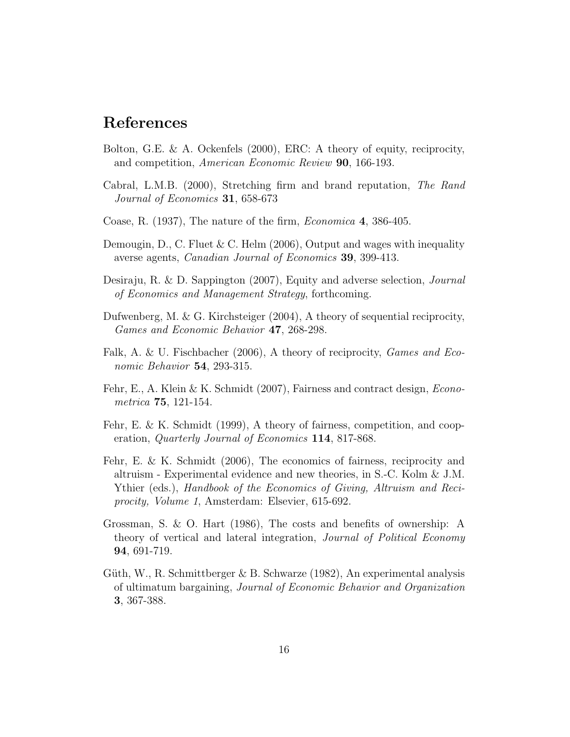## References

Bolton, G.E. & A. Ockenfels (2000), ERC: A theory of equity, reciprocity, and competition, *American Economic Review* **90**, 166-193.

Cabral, L.M.B. (2000), Stretching firm and brand reputation, *The Rand Journal of Economics* **31**, 658-673

Coase, R. (1937), The nature of the firm, *Economica* **4**, 386-405.

Demougin, D., C. Fluet & C. Helm (2006), Output and wages with inequality averse agents, *Canadian Journal of Economics* **39**, 399-413.

Desiraju, R. & D. Sappington (2007), Equity and adverse selection, *Journal of Economics and Management Strategy*, forthcoming.

Dufwenberg, M. & G. Kirchsteiger (2004), A theory of sequential reciprocity, *Games and Economic Behavior* **47**, 268-298.

Falk, A. & U. Fischbacher (2006), A theory of reciprocity, *Games and Economic Behavior* **54**, 293-315.

Fehr, E., A. Klein & K. Schmidt (2007), Fairness and contract design, *Econometrica* **75**, 121-154.

Fehr, E. & K. Schmidt (1999), A theory of fairness, competition, and cooperation, *Quarterly Journal of Economics* **114**, 817-868.

Fehr, E. & K. Schmidt (2006), The economics of fairness, reciprocity and altruism - Experimental evidence and new theories, in S.-C. Kolm & J.M. Ythier (eds.), *Handbook of the Economics of Giving, Altruism and Reciprocity, Volume 1*, Amsterdam: Elsevier, 615-692.

Grossman, S. & O. Hart (1986), The costs and benefits of ownership: A theory of vertical and lateral integration, *Journal of Political Economy* **94**, 691-719.

Güth, W., R. Schmittberger & B. Schwarze (1982), An experimental analysis of ultimatum bargaining, *Journal of Economic Behavior and Organization* **3**, 367-388.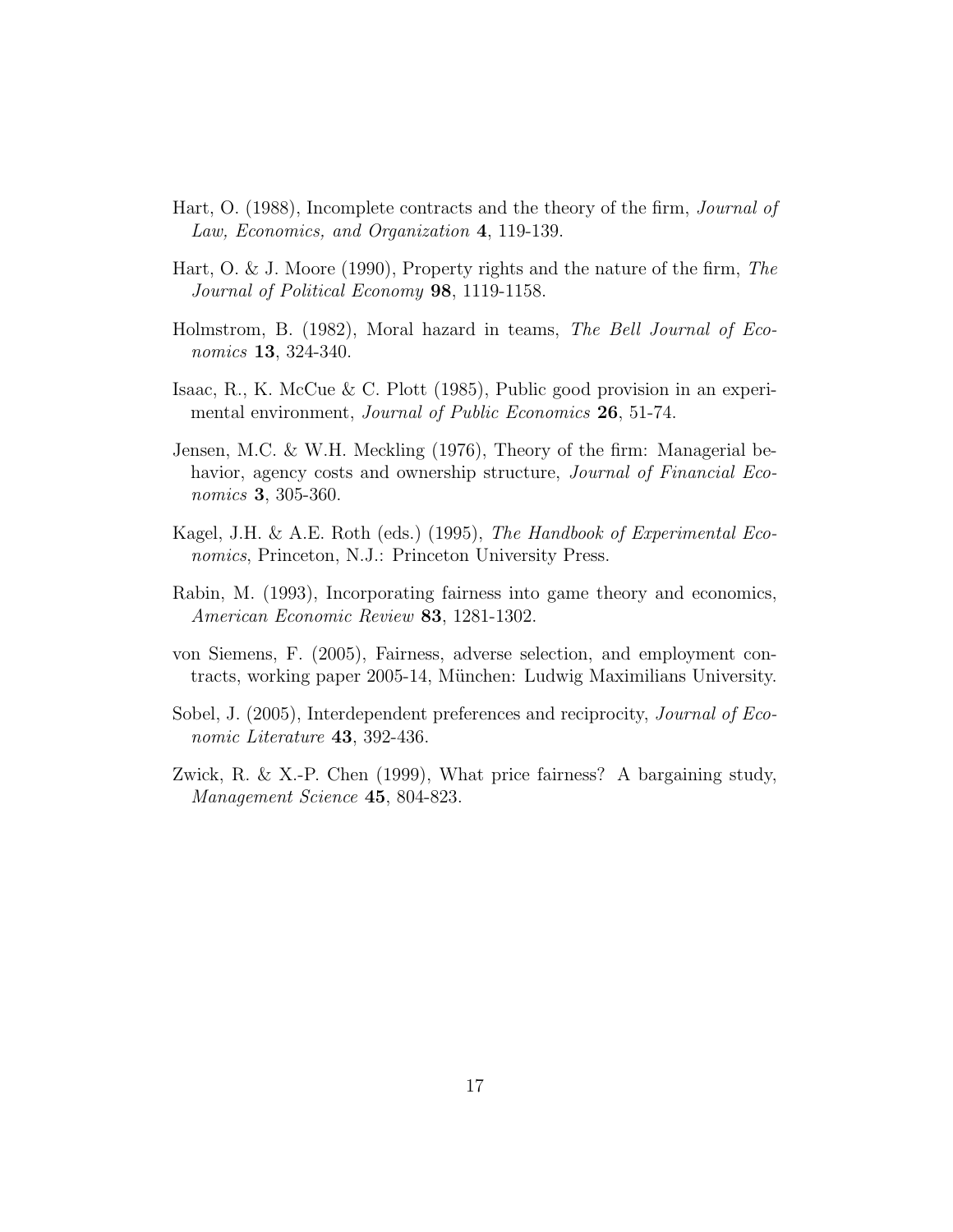Hart, O. (1988), Incomplete contracts and the theory of the firm, *Journal of Law, Economics, and Organization* **4**, 119-139.

Hart, O. & J. Moore (1990), Property rights and the nature of the firm, *The Journal of Political Economy* **98**, 1119-1158.

Holmstrom, B. (1982), Moral hazard in teams, *The Bell Journal of Economics* **13**, 324-340.

Isaac, R., K. McCue & C. Plott (1985), Public good provision in an experimental environment, *Journal of Public Economics* **26**, 51-74.

Jensen, M.C. & W.H. Meckling (1976), Theory of the firm: Managerial behavior, agency costs and ownership structure, *Journal of Financial Economics* **3**, 305-360.

Kagel, J.H. & A.E. Roth (eds.) (1995), *The Handbook of Experimental Economics*, Princeton, N.J.: Princeton University Press.

Rabin, M. (1993), Incorporating fairness into game theory and economics, *American Economic Review* **83**, 1281-1302.

von Siemens, F. (2005), Fairness, adverse selection, and employment contracts, working paper 2005-14, München: Ludwig Maximilians University.

Sobel, J. (2005), Interdependent preferences and reciprocity, *Journal of Economic Literature* **43**, 392-436.

Zwick, R. & X.-P. Chen (1999), What price fairness? A bargaining study, *Management Science* **45**, 804-823.